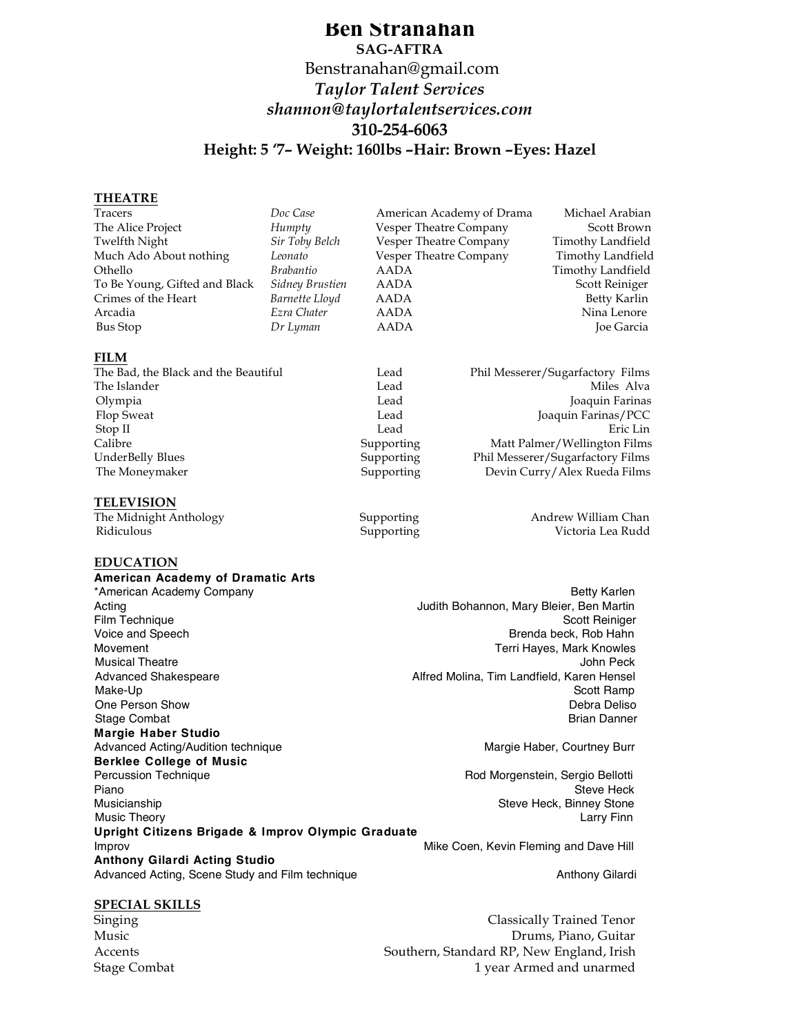# Ben Stranahan

**SAG-AFTRA**

Benstranahan@gmail.com

*Taylor Talent Services*

*shannon@taylortalentservices.com*

**310-254-6063**

**Height: 5 '7– Weight: 160lbs –Hair: Brown –Eyes: Hazel**

## THEATRE

| | | | |
|---|---|---|---|
| Tracers | *Doc Case* | American Academy of Drama | Michael Arabian |
| The Alice Project | *Humpty* | Vesper Theatre Company | Scott Brown |
| Twelfth Night | *Sir Toby Belch* | Vesper Theatre Company | Timothy Landfield |
| Much Ado About nothing | *Leonato* | Vesper Theatre Company | Timothy Landfield |
| Othello | *Brabantio* | AADA | Timothy Landfield |
| To Be Young, Gifted and Black | *Sidney Brustien* | AADA | Scott Reiniger |
| Crimes of the Heart | *Barnette Lloyd* | AADA | Betty Karlin |
| Arcadia | *Ezra Chater* | AADA | Nina Lenore |
| Bus Stop | *Dr Lyman* | AADA | Joe Garcia |

## FILM

| | | |
|---|---|---|
| The Bad, the Black and the Beautiful | Lead | Phil Messerer/Sugarfactory Films |
| The Islander | Lead | Miles Alva |
| Olympia | Lead | Joaquin Farinas |
| Flop Sweat | Lead | Joaquin Farinas/PCC |
| Stop II | Lead | Eric Lin |
| Calibre | Supporting | Matt Palmer/Wellington Films |
| UnderBelly Blues | Supporting | Phil Messerer/Sugarfactory Films |
| The Moneymaker | Supporting | Devin Curry/Alex Rueda Films |

## TELEVISION

| | | |
|---|---|---|
| The Midnight Anthology | Supporting | Andrew William Chan |
| Ridiculous | Supporting | Victoria Lea Rudd |

## EDUCATION

**American Academy of Dramatic Arts**

| | |
|---|---|
| *American Academy Company | Betty Karlen |
| Acting | Judith Bohannon, Mary Bleier, Ben Martin |
| Film Technique | Scott Reiniger |
| Voice and Speech | Brenda beck, Rob Hahn |
| Movement | Terri Hayes, Mark Knowles |
| Musical Theatre | John Peck |
| Advanced Shakespeare | Alfred Molina, Tim Landfield, Karen Hensel |
| Make-Up | Scott Ramp |
| One Person Show | Debra Deliso |
| Stage Combat | Brian Danner |

**Margie Haber Studio**

| | |
|---|---|
| Advanced Acting/Audition technique | Margie Haber, Courtney Burr |

**Berklee College of Music**

| | |
|---|---|
| Percussion Technique | Rod Morgenstein, Sergio Bellotti |
| Piano | Steve Heck |
| Musicianship | Steve Heck, Binney Stone |
| Music Theory | Larry Finn |

**Upright Citizens Brigade & Improv Olympic Graduate**

| | |
|---|---|
| Improv | Mike Coen, Kevin Fleming and Dave Hill |

**Anthony Gilardi Acting Studio**

| | |
|---|---|
| Advanced Acting, Scene Study and Film technique | Anthony Gilardi |

## SPECIAL SKILLS

| | |
|---|---|
| Singing | Classically Trained Tenor |
| Music | Drums, Piano, Guitar |
| Accents | Southern, Standard RP, New England, Irish |
| Stage Combat | 1 year Armed and unarmed |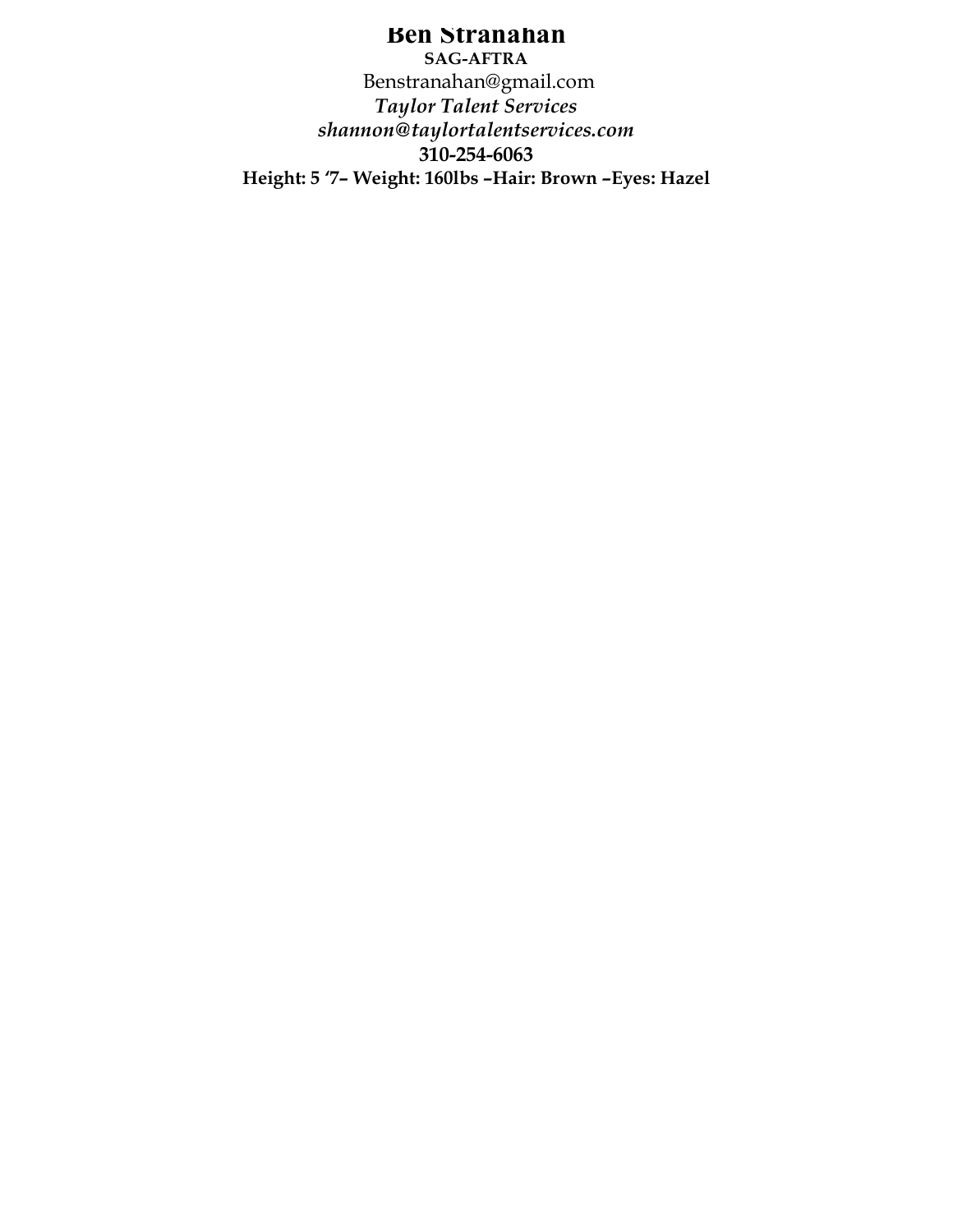# Ben Stranahan

**SAG-AFTRA**

Benstranahan@gmail.com

***Taylor Talent Services***

***shannon@taylortalentservices.com***

**310-254-6063**

**Height: 5 ‘7– Weight: 160lbs –Hair: Brown –Eyes: Hazel**